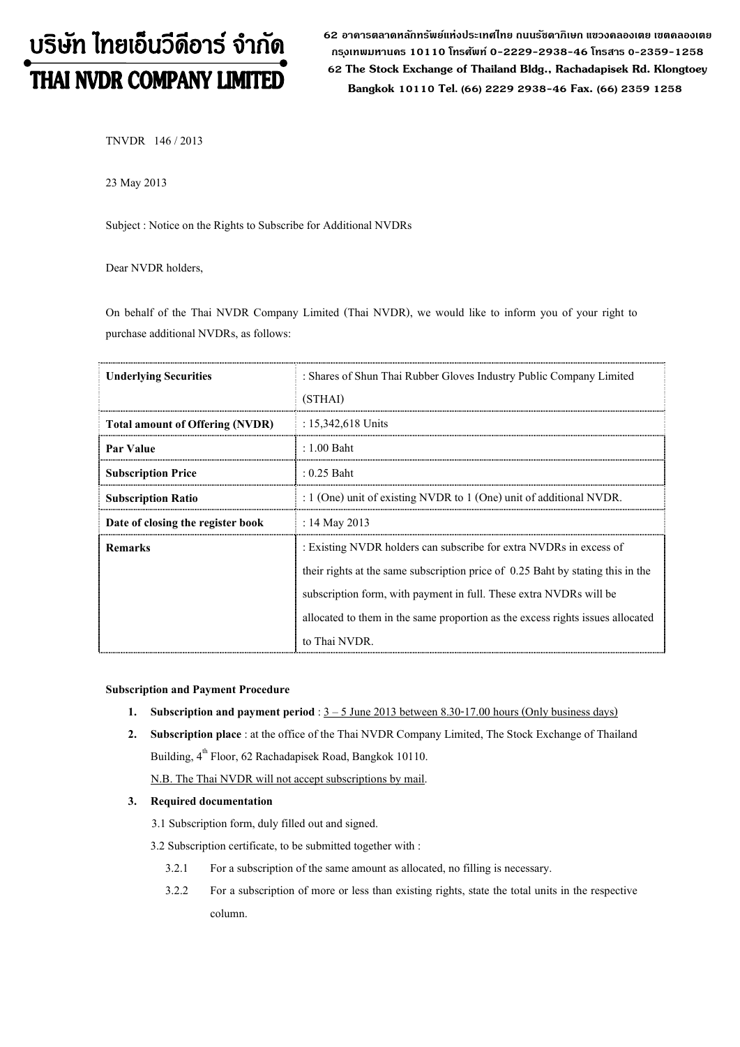# บริษัท ไทยเอ็นวีดีอาร์ จำกัด
# THAI NVDR COMPANY LIMITED

62 อาคารตลาดหลักทรัพย์แห่งประเทศไทย ถนนรัชดาภิเษก แขวงคลองเตย เขตคลองเตย กรุงเทพมหานคร 10110 โทรศัพท์ 0-2229-2938-46 โทรสาร 0-2359-1258
62 The Stock Exchange of Thailand Bldg., Rachadapisek Rd. Klongtoey Bangkok 10110 Tel. (66) 2229 2938-46 Fax. (66) 2359 1258

TNVDR 146 / 2013

23 May 2013

Subject : Notice on the Rights to Subscribe for Additional NVDRs

Dear NVDR holders,

On behalf of the Thai NVDR Company Limited (Thai NVDR), we would like to inform you of your right to purchase additional NVDRs, as follows:

| | |
|---|---|
| **Underlying Securities** | : Shares of Shun Thai Rubber Gloves Industry Public Company Limited (STHAI) |
| **Total amount of Offering (NVDR)** | : 15,342,618 Units |
| **Par Value** | : 1.00 Baht |
| **Subscription Price** | : 0.25 Baht |
| **Subscription Ratio** | : 1 (One) unit of existing NVDR to 1 (One) unit of additional NVDR. |
| **Date of closing the register book** | : 14 May 2013 |
| **Remarks** | : Existing NVDR holders can subscribe for extra NVDRs in excess of their rights at the same subscription price of 0.25 Baht by stating this in the subscription form, with payment in full. These extra NVDRs will be allocated to them in the same proportion as the excess rights issues allocated to Thai NVDR. |

**Subscription and Payment Procedure**

1. **Subscription and payment period** : 3 – 5 June 2013 between 8.30-17.00 hours (Only business days)
2. **Subscription place** : at the office of the Thai NVDR Company Limited, The Stock Exchange of Thailand Building, 4th Floor, 62 Rachadapisek Road, Bangkok 10110.
   N.B. The Thai NVDR will not accept subscriptions by mail.
3. **Required documentation**
   3.1 Subscription form, duly filled out and signed.
   3.2 Subscription certificate, to be submitted together with :
      3.2.1 For a subscription of the same amount as allocated, no filling is necessary.
      3.2.2 For a subscription of more or less than existing rights, state the total units in the respective column.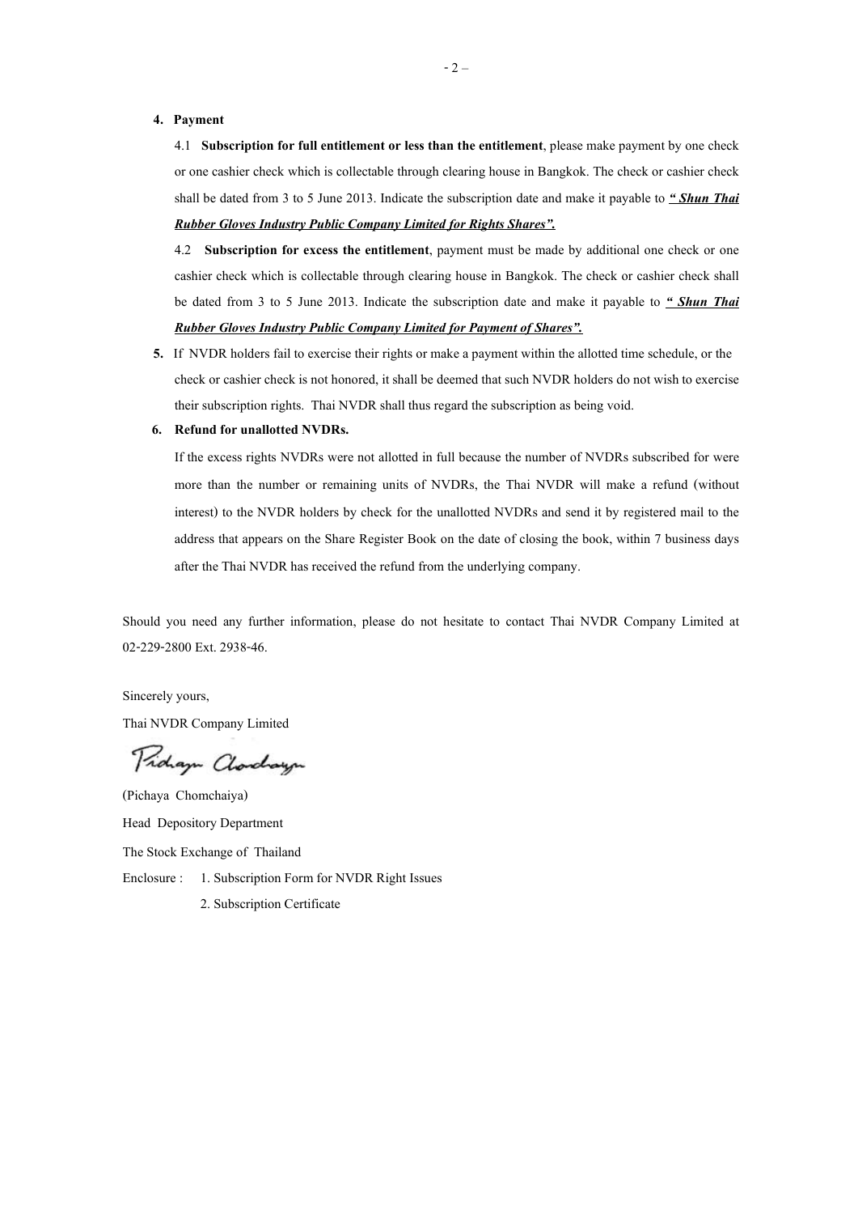4. **Payment**

   4.1 **Subscription for full entitlement or less than the entitlement**, please make payment by one check or one cashier check which is collectable through clearing house in Bangkok. The check or cashier check shall be dated from 3 to 5 June 2013. Indicate the subscription date and make it payable to ***" Shun Thai Rubber Gloves Industry Public Company Limited for Rights Shares".***

   4.2 **Subscription for excess the entitlement**, payment must be made by additional one check or one cashier check which is collectable through clearing house in Bangkok. The check or cashier check shall be dated from 3 to 5 June 2013. Indicate the subscription date and make it payable to ***" Shun Thai Rubber Gloves Industry Public Company Limited for Payment of Shares".***

5. If NVDR holders fail to exercise their rights or make a payment within the allotted time schedule, or the check or cashier check is not honored, it shall be deemed that such NVDR holders do not wish to exercise their subscription rights. Thai NVDR shall thus regard the subscription as being void.

6. **Refund for unallotted NVDRs.**

   If the excess rights NVDRs were not allotted in full because the number of NVDRs subscribed for were more than the number or remaining units of NVDRs, the Thai NVDR will make a refund (without interest) to the NVDR holders by check for the unallotted NVDRs and send it by registered mail to the address that appears on the Share Register Book on the date of closing the book, within 7 business days after the Thai NVDR has received the refund from the underlying company.

Should you need any further information, please do not hesitate to contact Thai NVDR Company Limited at 02-229-2800 Ext. 2938-46.

Sincerely yours,

Thai NVDR Company Limited

(Pichaya Chomchaiya)

Head Depository Department

The Stock Exchange of Thailand

Enclosure : 1. Subscription Form for NVDR Right Issues

2. Subscription Certificate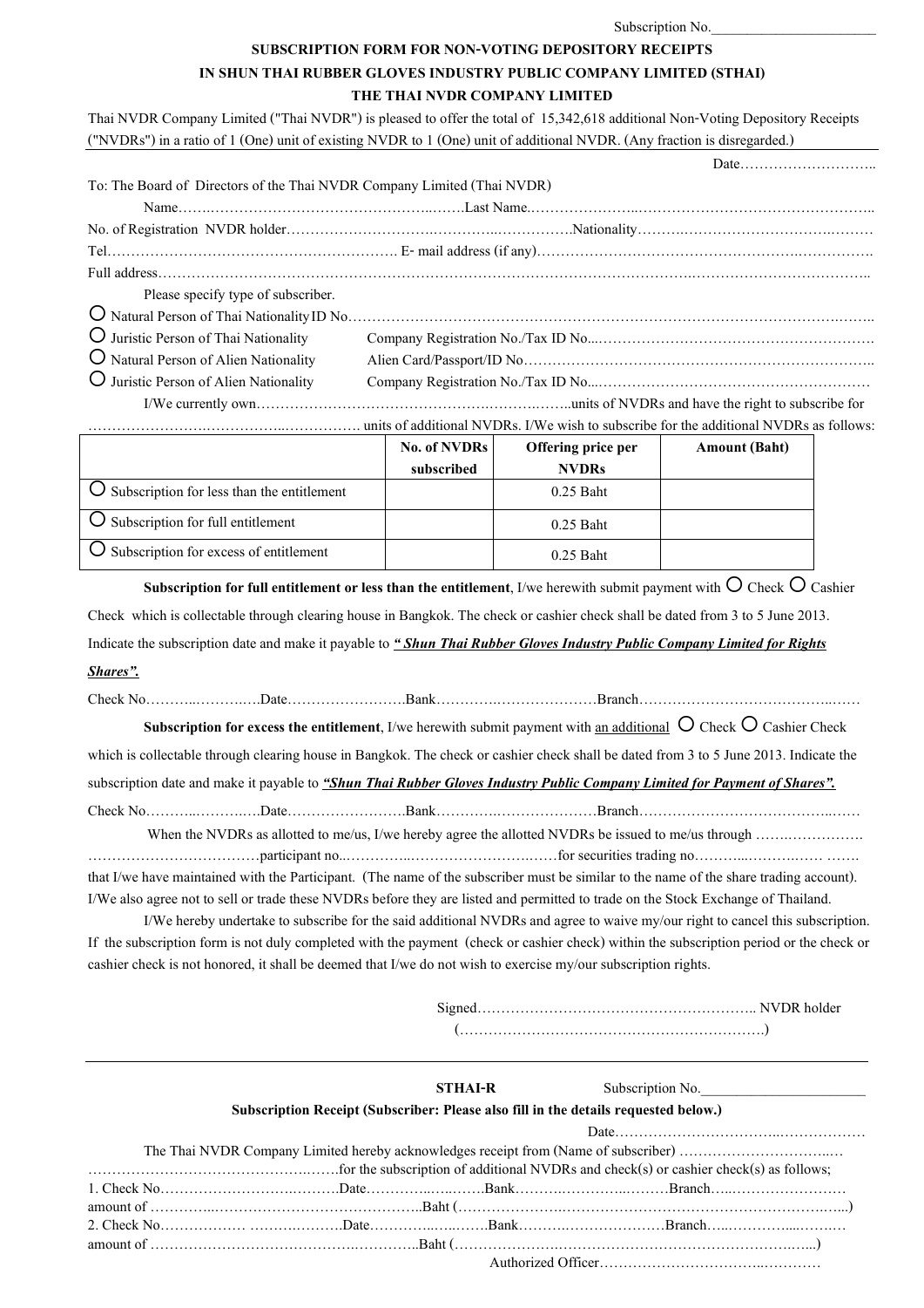Subscription No.______________________

**SUBSCRIPTION FORM FOR NON-VOTING DEPOSITORY RECEIPTS**

**IN SHUN THAI RUBBER GLOVES INDUSTRY PUBLIC COMPANY LIMITED (STHAI)**

**THE THAI NVDR COMPANY LIMITED**

Thai NVDR Company Limited ("Thai NVDR") is pleased to offer the total of 15,342,618 additional Non-Voting Depository Receipts ("NVDRs") in a ratio of 1 (One) unit of existing NVDR to 1 (One) unit of additional NVDR. (Any fraction is disregarded.)

Date………………………..

To: The Board of Directors of the Thai NVDR Company Limited (Thai NVDR)

Name……..…………………………………………..…….Last Name.…………………..…………………………………………..

No. of Registration NVDR holder……………………….…………..……………Nationality……….…………………………….………

Tel……………………………………………………. E- mail address (if any)……………………………………………………….…………….

Full address…………………………………………………………………………………………………….…………………………………..

Please specify type of subscriber.

○ Natural Person of Thai Nationality ID No………………………………………………………………………………………………….……..

○ Juristic Person of Thai Nationality Company Registration No./Tax ID No...………………………………………………………….

○ Natural Person of Alien Nationality Alien Card/Passport/ID No…………………………………………………………………..

○ Juristic Person of Alien Nationality Company Registration No./Tax ID No...…………………………………………………

I/We currently own…………………………………………….……….……..units of NVDRs and have the right to subscribe for ………………….……………..……………. units of additional NVDRs. I/We wish to subscribe for the additional NVDRs as follows:

| | No. of NVDRs subscribed | Offering price per NVDRs | Amount (Baht) |
|---|---|---|---|
| ○ Subscription for less than the entitlement | | 0.25 Baht | |
| ○ Subscription for full entitlement | | 0.25 Baht | |
| ○ Subscription for excess of entitlement | | 0.25 Baht | |

**Subscription for full entitlement or less than the entitlement**, I/we herewith submit payment with ○ Check ○ Cashier Check which is collectable through clearing house in Bangkok. The check or cashier check shall be dated from 3 to 5 June 2013. Indicate the subscription date and make it payable to ***" Shun Thai Rubber Gloves Industry Public Company Limited for Rights Shares".***

Check No………..……….….Date…………………….Bank………….…………………Branch…………………………………….……

**Subscription for excess the entitlement**, I/we herewith submit payment with an additional ○ Check ○ Cashier Check which is collectable through clearing house in Bangkok. The check or cashier check shall be dated from 3 to 5 June 2013. Indicate the subscription date and make it payable to ***"Shun Thai Rubber Gloves Industry Public Company Limited for Payment of Shares".***

Check No………..……….….Date…………………….Bank………….…………………Branch…………………………………….……

When the NVDRs as allotted to me/us, I/we hereby agree the allotted NVDRs be issued to me/us through …….…………….………………………………participant no..…………..……………………….……for securities trading no………..……….…… ……. that I/we have maintained with the Participant. (The name of the subscriber must be similar to the name of the share trading account). I/We also agree not to sell or trade these NVDRs before they are listed and permitted to trade on the Stock Exchange of Thailand.

I/We hereby undertake to subscribe for the said additional NVDRs and agree to waive my/our right to cancel this subscription. If the subscription form is not duly completed with the payment (check or cashier check) within the subscription period or the check or cashier check is not honored, it shall be deemed that I/we do not wish to exercise my/our subscription rights.

Signed………………………………………………….. NVDR holder

(……………………………………………………….)

---

**STHAI-R** Subscription No.______________________

**Subscription Receipt (Subscriber: Please also fill in the details requested below.)**

Date…………………………….………………

The Thai NVDR Company Limited hereby acknowledges receipt from (Name of subscriber) ………………………….…………………………………….……..for the subscription of additional NVDRs and check(s) or cashier check(s) as follows;

1. Check No…………………….……..Date…………..…..…….Bank……….…………..………Branch…..……………………
amount of …………..……………………………………..Baht (………………….……………………………………………….…...)
2. Check No……………… ……..……….Date…………..…..…….Bank……….…………………Branch…..…………..……….
amount of ………………………………….…………..Baht (………………….……………………………………………..)

Authorized Officer…………………………..…………